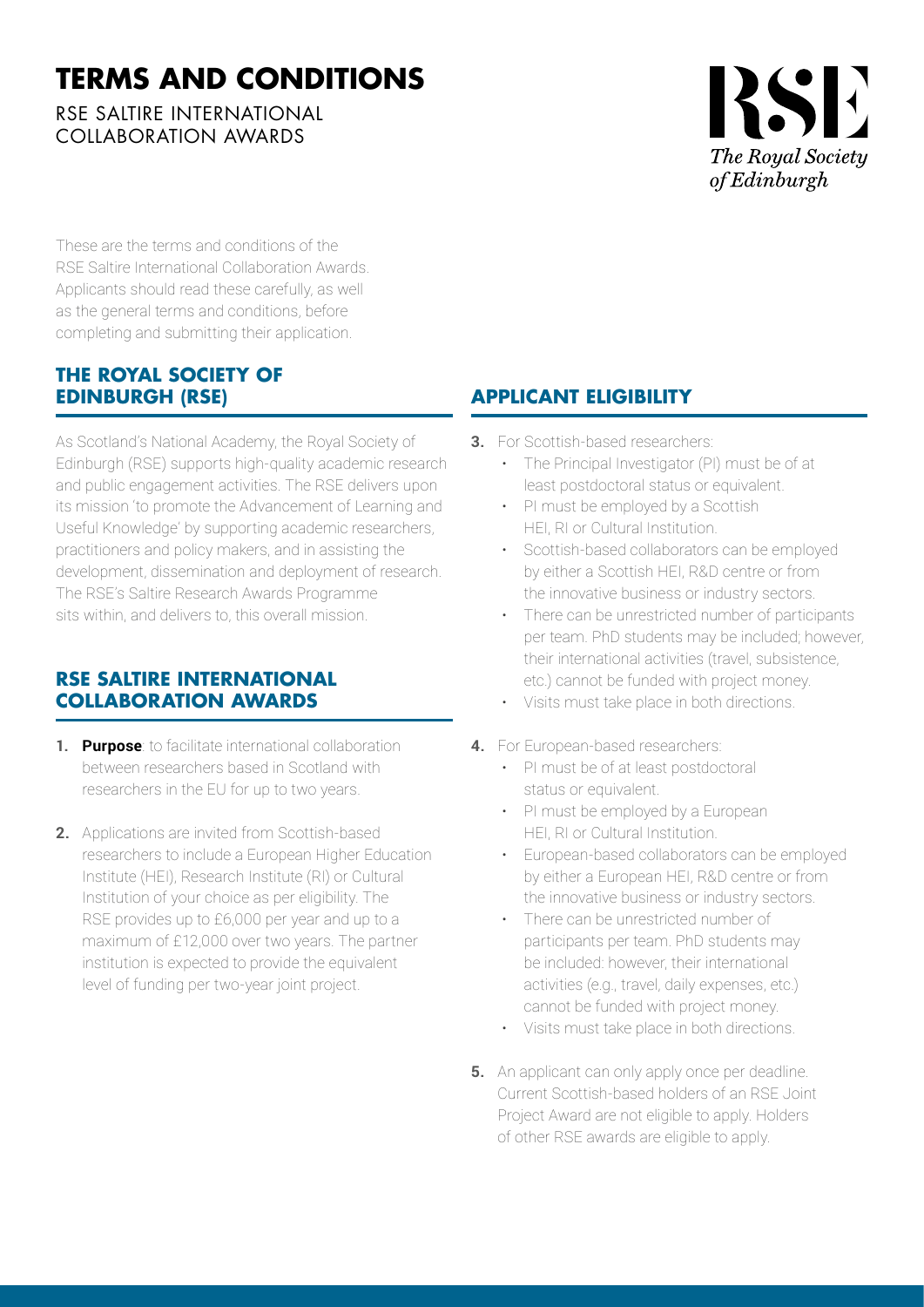# TERMS AND CONDITIONS

RSE SALTIRE INTERNATIONAL COLLABORATION AWARDS

RSE
The Royal Society of Edinburgh

These are the terms and conditions of the RSE Saltire International Collaboration Awards. Applicants should read these carefully, as well as the general terms and conditions, before completing and submitting their application.

## THE ROYAL SOCIETY OF EDINBURGH (RSE)

As Scotland's National Academy, the Royal Society of Edinburgh (RSE) supports high-quality academic research and public engagement activities. The RSE delivers upon its mission 'to promote the Advancement of Learning and Useful Knowledge' by supporting academic researchers, practitioners and policy makers, and in assisting the development, dissemination and deployment of research. The RSE's Saltire Research Awards Programme sits within, and delivers to, this overall mission.

## RSE SALTIRE INTERNATIONAL COLLABORATION AWARDS

1. **Purpose**: to facilitate international collaboration between researchers based in Scotland with researchers in the EU for up to two years.

2. Applications are invited from Scottish-based researchers to include a European Higher Education Institute (HEI), Research Institute (RI) or Cultural Institution of your choice as per eligibility. The RSE provides up to £6,000 per year and up to a maximum of £12,000 over two years. The partner institution is expected to provide the equivalent level of funding per two-year joint project.

## APPLICANT ELIGIBILITY

3. For Scottish-based researchers:
   - The Principal Investigator (PI) must be of at least postdoctoral status or equivalent.
   - PI must be employed by a Scottish HEI, RI or Cultural Institution.
   - Scottish-based collaborators can be employed by either a Scottish HEI, R&D centre or from the innovative business or industry sectors.
   - There can be unrestricted number of participants per team. PhD students may be included; however, their international activities (travel, subsistence, etc.) cannot be funded with project money.
   - Visits must take place in both directions.

4. For European-based researchers:
   - PI must be of at least postdoctoral status or equivalent.
   - PI must be employed by a European HEI, RI or Cultural Institution.
   - European-based collaborators can be employed by either a European HEI, R&D centre or from the innovative business or industry sectors.
   - There can be unrestricted number of participants per team. PhD students may be included: however, their international activities (e.g., travel, daily expenses, etc.) cannot be funded with project money.
   - Visits must take place in both directions.

5. An applicant can only apply once per deadline. Current Scottish-based holders of an RSE Joint Project Award are not eligible to apply. Holders of other RSE awards are eligible to apply.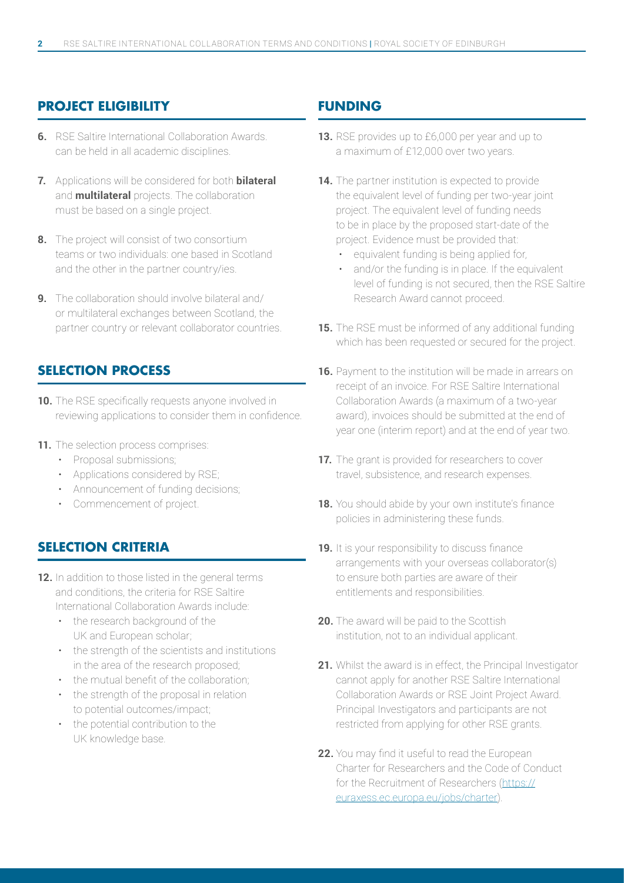## PROJECT ELIGIBILITY

**6.** RSE Saltire International Collaboration Awards. can be held in all academic disciplines.

**7.** Applications will be considered for both **bilateral** and **multilateral** projects. The collaboration must be based on a single project.

**8.** The project will consist of two consortium teams or two individuals: one based in Scotland and the other in the partner country/ies.

**9.** The collaboration should involve bilateral and/or multilateral exchanges between Scotland, the partner country or relevant collaborator countries.

## SELECTION PROCESS

**10.** The RSE specifically requests anyone involved in reviewing applications to consider them in confidence.

**11.** The selection process comprises:

- Proposal submissions;
- Applications considered by RSE;
- Announcement of funding decisions;
- Commencement of project.

## SELECTION CRITERIA

**12.** In addition to those listed in the general terms and conditions, the criteria for RSE Saltire International Collaboration Awards include:

- the research background of the UK and European scholar;
- the strength of the scientists and institutions in the area of the research proposed;
- the mutual benefit of the collaboration;
- the strength of the proposal in relation to potential outcomes/impact;
- the potential contribution to the UK knowledge base.

## FUNDING

**13.** RSE provides up to £6,000 per year and up to a maximum of £12,000 over two years.

**14.** The partner institution is expected to provide the equivalent level of funding per two-year joint project. The equivalent level of funding needs to be in place by the proposed start-date of the project. Evidence must be provided that:

- equivalent funding is being applied for,
- and/or the funding is in place. If the equivalent level of funding is not secured, then the RSE Saltire Research Award cannot proceed.

**15.** The RSE must be informed of any additional funding which has been requested or secured for the project.

**16.** Payment to the institution will be made in arrears on receipt of an invoice. For RSE Saltire International Collaboration Awards (a maximum of a two-year award), invoices should be submitted at the end of year one (interim report) and at the end of year two.

**17.** The grant is provided for researchers to cover travel, subsistence, and research expenses.

**18.** You should abide by your own institute's finance policies in administering these funds.

**19.** It is your responsibility to discuss finance arrangements with your overseas collaborator(s) to ensure both parties are aware of their entitlements and responsibilities.

**20.** The award will be paid to the Scottish institution, not to an individual applicant.

**21.** Whilst the award is in effect, the Principal Investigator cannot apply for another RSE Saltire International Collaboration Awards or RSE Joint Project Award. Principal Investigators and participants are not restricted from applying for other RSE grants.

**22.** You may find it useful to read the European Charter for Researchers and the Code of Conduct for the Recruitment of Researchers (https://euraxess.ec.europa.eu/jobs/charter).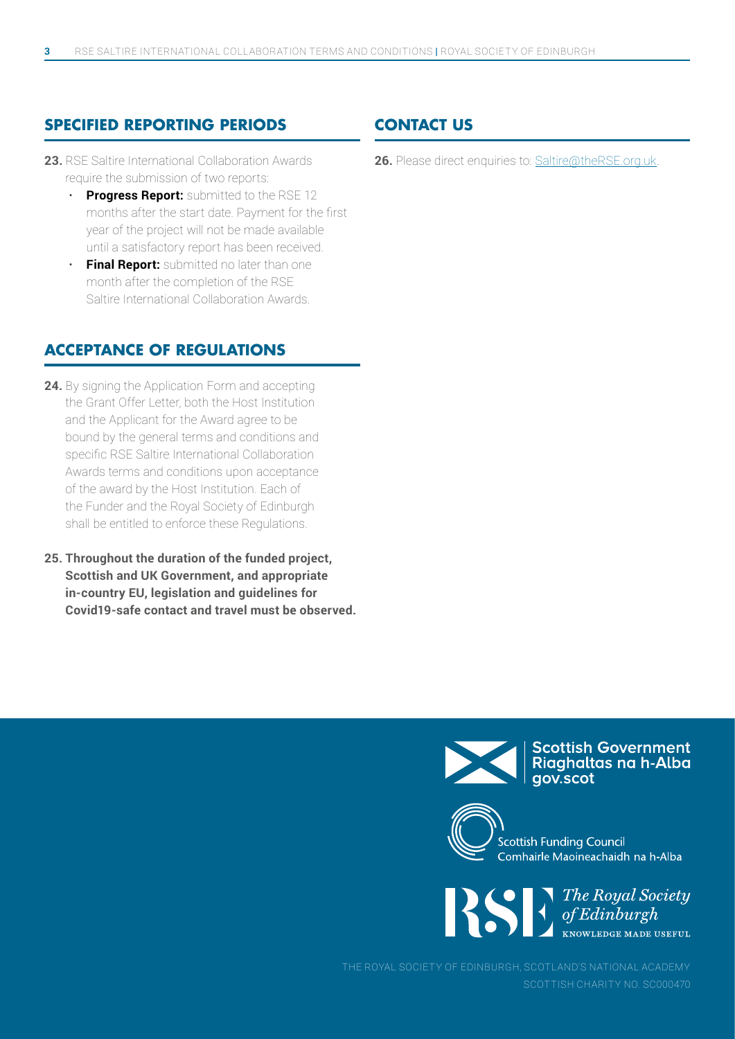## SPECIFIED REPORTING PERIODS

**23.** RSE Saltire International Collaboration Awards require the submission of two reports:

- **Progress Report:** submitted to the RSE 12 months after the start date. Payment for the first year of the project will not be made available until a satisfactory report has been received.
- **Final Report:** submitted no later than one month after the completion of the RSE Saltire International Collaboration Awards.

## ACCEPTANCE OF REGULATIONS

**24.** By signing the Application Form and accepting the Grant Offer Letter, both the Host Institution and the Applicant for the Award agree to be bound by the general terms and conditions and specific RSE Saltire International Collaboration Awards terms and conditions upon acceptance of the award by the Host Institution. Each of the Funder and the Royal Society of Edinburgh shall be entitled to enforce these Regulations.

**25. Throughout the duration of the funded project, Scottish and UK Government, and appropriate in-country EU, legislation and guidelines for Covid19-safe contact and travel must be observed.**

## CONTACT US

**26.** Please direct enquiries to: Saltire@theRSE.org.uk.

Scottish Government
Riaghaltas na h-Alba
gov.scot

Scottish Funding Council
Comhairle Maoineachaidh na h-Alba

RSE *The Royal Society of Edinburgh*
KNOWLEDGE MADE USEFUL

THE ROYAL SOCIETY OF EDINBURGH, SCOTLAND'S NATIONAL ACADEMY
SCOTTISH CHARITY NO. SC000470